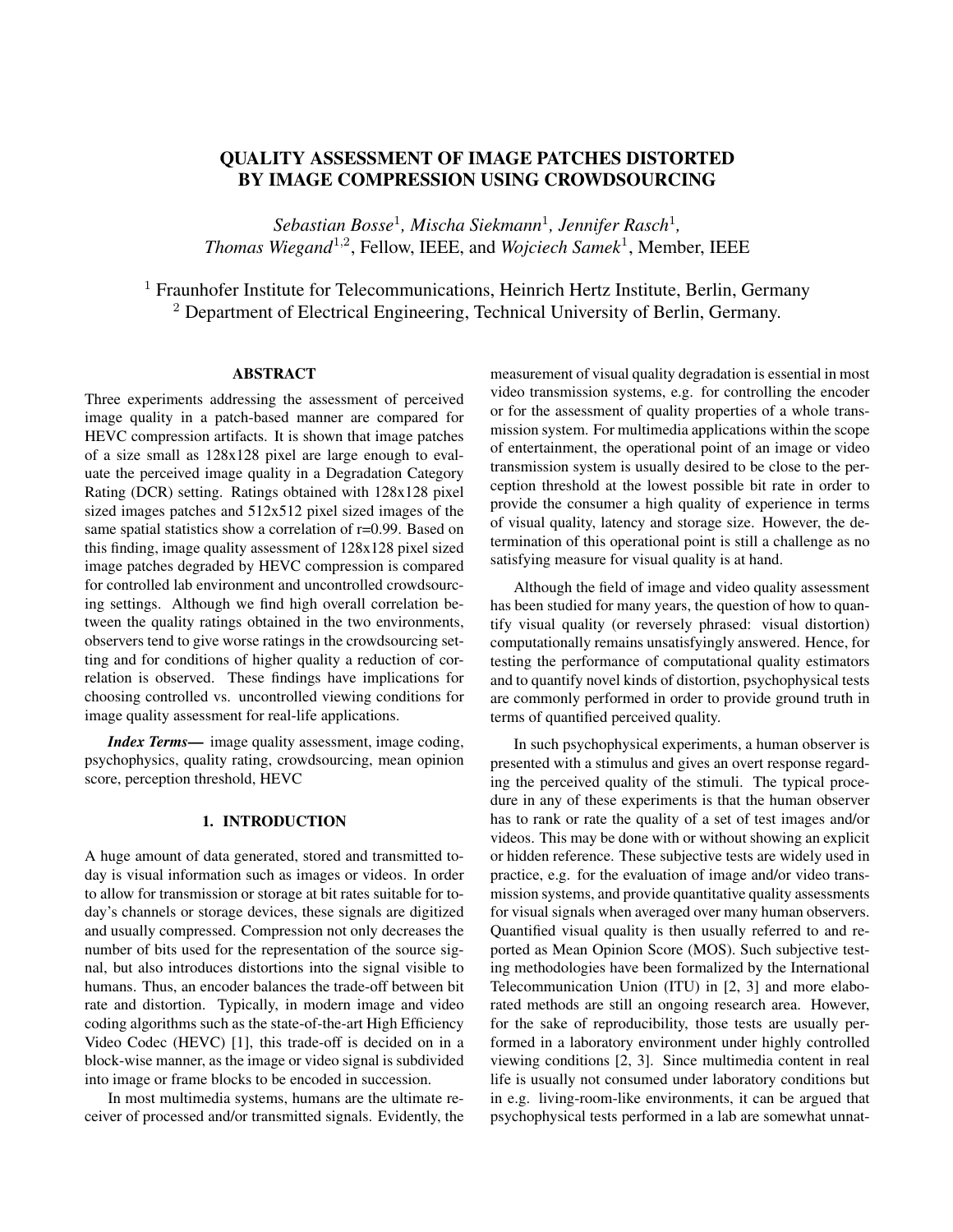# QUALITY ASSESSMENT OF IMAGE PATCHES DISTORTED BY IMAGE COMPRESSION USING CROWDSOURCING

*Sebastian Bosse*[1], *Mischa Siekmann*[1], *Jennifer Rasch*[1], *Thomas Wiegand*[1,2], Fellow, IEEE, and *Wojciech Samek*[1], Member, IEEE

[1] Fraunhofer Institute for Telecommunications, Heinrich Hertz Institute, Berlin, Germany
[2] Department of Electrical Engineering, Technical University of Berlin, Germany.

## ABSTRACT

Three experiments addressing the assessment of perceived image quality in a patch-based manner are compared for HEVC compression artifacts. It is shown that image patches of a size small as 128x128 pixel are large enough to evaluate the perceived image quality in a Degradation Category Rating (DCR) setting. Ratings obtained with 128x128 pixel sized images patches and 512x512 pixel sized images of the same spatial statistics show a correlation of r=0.99. Based on this finding, image quality assessment of 128x128 pixel sized image patches degraded by HEVC compression is compared for controlled lab environment and uncontrolled crowdsourcing settings. Although we find high overall correlation between the quality ratings obtained in the two environments, observers tend to give worse ratings in the crowdsourcing setting and for conditions of higher quality a reduction of correlation is observed. These findings have implications for choosing controlled vs. uncontrolled viewing conditions for image quality assessment for real-life applications.

***Index Terms*—** image quality assessment, image coding, psychophysics, quality rating, crowdsourcing, mean opinion score, perception threshold, HEVC

## 1. INTRODUCTION

A huge amount of data generated, stored and transmitted today is visual information such as images or videos. In order to allow for transmission or storage at bit rates suitable for today's channels or storage devices, these signals are digitized and usually compressed. Compression not only decreases the number of bits used for the representation of the source signal, but also introduces distortions into the signal visible to humans. Thus, an encoder balances the trade-off between bit rate and distortion. Typically, in modern image and video coding algorithms such as the state-of-the-art High Efficiency Video Codec (HEVC) [1], this trade-off is decided on in a block-wise manner, as the image or video signal is subdivided into image or frame blocks to be encoded in succession.

In most multimedia systems, humans are the ultimate receiver of processed and/or transmitted signals. Evidently, the measurement of visual quality degradation is essential in most video transmission systems, e.g. for controlling the encoder or for the assessment of quality properties of a whole transmission system. For multimedia applications within the scope of entertainment, the operational point of an image or video transmission system is usually desired to be close to the perception threshold at the lowest possible bit rate in order to provide the consumer a high quality of experience in terms of visual quality, latency and storage size. However, the determination of this operational point is still a challenge as no satisfying measure for visual quality is at hand.

Although the field of image and video quality assessment has been studied for many years, the question of how to quantify visual quality (or reversely phrased: visual distortion) computationally remains unsatisfyingly answered. Hence, for testing the performance of computational quality estimators and to quantify novel kinds of distortion, psychophysical tests are commonly performed in order to provide ground truth in terms of quantified perceived quality.

In such psychophysical experiments, a human observer is presented with a stimulus and gives an overt response regarding the perceived quality of the stimuli. The typical procedure in any of these experiments is that the human observer has to rank or rate the quality of a set of test images and/or videos. This may be done with or without showing an explicit or hidden reference. These subjective tests are widely used in practice, e.g. for the evaluation of image and/or video transmission systems, and provide quantitative quality assessments for visual signals when averaged over many human observers. Quantified visual quality is then usually referred to and reported as Mean Opinion Score (MOS). Such subjective testing methodologies have been formalized by the International Telecommunication Union (ITU) in [2, 3] and more elaborated methods are still an ongoing research area. However, for the sake of reproducibility, those tests are usually performed in a laboratory environment under highly controlled viewing conditions [2, 3]. Since multimedia content in real life is usually not consumed under laboratory conditions but in e.g. living-room-like environments, it can be argued that psychophysical tests performed in a lab are somewhat unnat-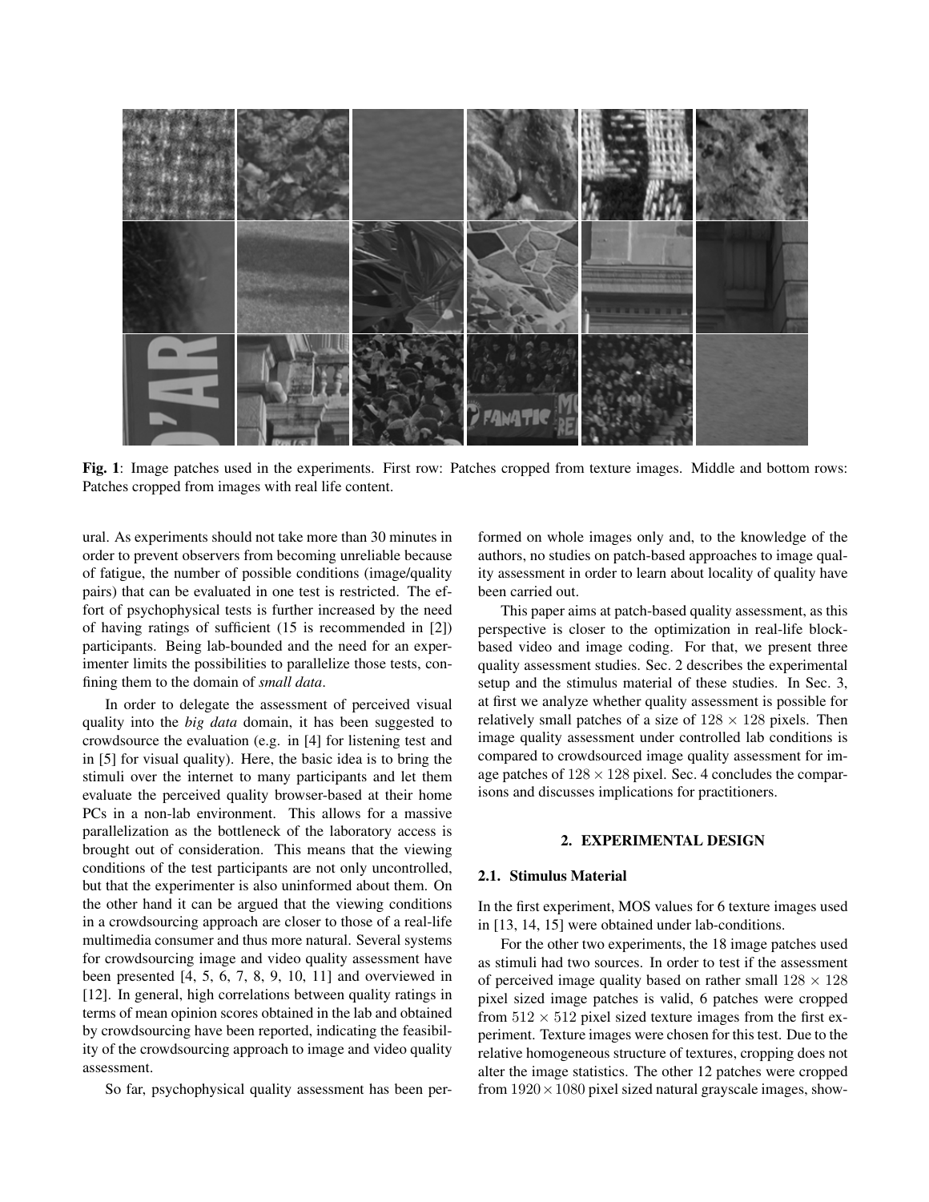**Fig. 1**: Image patches used in the experiments. First row: Patches cropped from texture images. Middle and bottom rows: Patches cropped from images with real life content.

ural. As experiments should not take more than 30 minutes in order to prevent observers from becoming unreliable because of fatigue, the number of possible conditions (image/quality pairs) that can be evaluated in one test is restricted. The effort of psychophysical tests is further increased by the need of having ratings of sufficient (15 is recommended in [2]) participants. Being lab-bounded and the need for an experimenter limits the possibilities to parallelize those tests, confining them to the domain of *small data*.

In order to delegate the assessment of perceived visual quality into the *big data* domain, it has been suggested to crowdsource the evaluation (e.g. in [4] for listening test and in [5] for visual quality). Here, the basic idea is to bring the stimuli over the internet to many participants and let them evaluate the perceived quality browser-based at their home PCs in a non-lab environment. This allows for a massive parallelization as the bottleneck of the laboratory access is brought out of consideration. This means that the viewing conditions of the test participants are not only uncontrolled, but that the experimenter is also uninformed about them. On the other hand it can be argued that the viewing conditions in a crowdsourcing approach are closer to those of a real-life multimedia consumer and thus more natural. Several systems for crowdsourcing image and video quality assessment have been presented [4, 5, 6, 7, 8, 9, 10, 11] and overviewed in [12]. In general, high correlations between quality ratings in terms of mean opinion scores obtained in the lab and obtained by crowdsourcing have been reported, indicating the feasibility of the crowdsourcing approach to image and video quality assessment.

So far, psychophysical quality assessment has been performed on whole images only and, to the knowledge of the authors, no studies on patch-based approaches to image quality assessment in order to learn about locality of quality have been carried out.

This paper aims at patch-based quality assessment, as this perspective is closer to the optimization in real-life block-based video and image coding. For that, we present three quality assessment studies. Sec. 2 describes the experimental setup and the stimulus material of these studies. In Sec. 3, at first we analyze whether quality assessment is possible for relatively small patches of a size of $128 \times 128$ pixels. Then image quality assessment under controlled lab conditions is compared to crowdsourced image quality assessment for image patches of $128 \times 128$ pixel. Sec. 4 concludes the comparisons and discusses implications for practitioners.

## 2. EXPERIMENTAL DESIGN

### 2.1. Stimulus Material

In the first experiment, MOS values for 6 texture images used in [13, 14, 15] were obtained under lab-conditions.

For the other two experiments, the 18 image patches used as stimuli had two sources. In order to test if the assessment of perceived image quality based on rather small $128 \times 128$ pixel sized image patches is valid, 6 patches were cropped from $512 \times 512$ pixel sized texture images from the first experiment. Texture images were chosen for this test. Due to the relative homogeneous structure of textures, cropping does not alter the image statistics. The other 12 patches were cropped from $1920 \times 1080$ pixel sized natural grayscale images, show-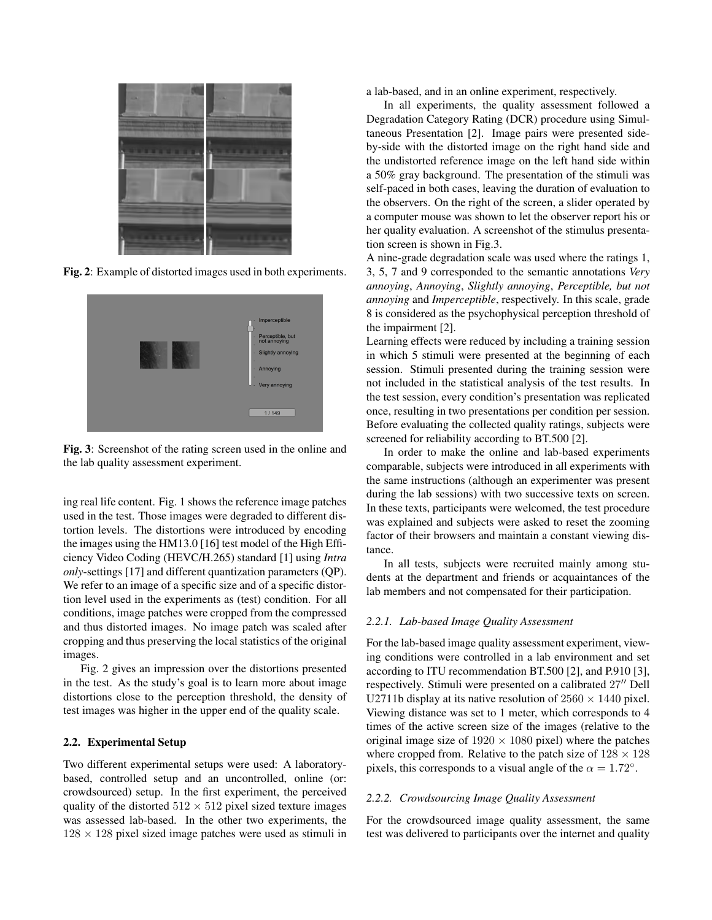Fig. 2: Example of distorted images used in both experiments.

Fig. 3: Screenshot of the rating screen used in the online and the lab quality assessment experiment.

ing real life content. Fig. 1 shows the reference image patches used in the test. Those images were degraded to different distortion levels. The distortions were introduced by encoding the images using the HM13.0 [16] test model of the High Efficiency Video Coding (HEVC/H.265) standard [1] using *Intra only*-settings [17] and different quantization parameters (QP). We refer to an image of a specific size and of a specific distortion level used in the experiments as (test) condition. For all conditions, image patches were cropped from the compressed and thus distorted images. No image patch was scaled after cropping and thus preserving the local statistics of the original images.

Fig. 2 gives an impression over the distortions presented in the test. As the study's goal is to learn more about image distortions close to the perception threshold, the density of test images was higher in the upper end of the quality scale.

### 2.2. Experimental Setup

Two different experimental setups were used: A laboratory-based, controlled setup and an uncontrolled, online (or: crowdsourced) setup. In the first experiment, the perceived quality of the distorted $512 \times 512$ pixel sized texture images was assessed lab-based. In the other two experiments, the $128 \times 128$ pixel sized image patches were used as stimuli in a lab-based, and in an online experiment, respectively.

In all experiments, the quality assessment followed a Degradation Category Rating (DCR) procedure using Simultaneous Presentation [2]. Image pairs were presented side-by-side with the distorted image on the right hand side and the undistorted reference image on the left hand side within a 50% gray background. The presentation of the stimuli was self-paced in both cases, leaving the duration of evaluation to the observers. On the right of the screen, a slider operated by a computer mouse was shown to let the observer report his or her quality evaluation. A screenshot of the stimulus presentation screen is shown in Fig.3.

A nine-grade degradation scale was used where the ratings 1, 3, 5, 7 and 9 corresponded to the semantic annotations *Very annoying*, *Annoying*, *Slightly annoying*, *Perceptible, but not annoying* and *Imperceptible*, respectively. In this scale, grade 8 is considered as the psychophysical perception threshold of the impairment [2].

Learning effects were reduced by including a training session in which 5 stimuli were presented at the beginning of each session. Stimuli presented during the training session were not included in the statistical analysis of the test results. In the test session, every condition's presentation was replicated once, resulting in two presentations per condition per session. Before evaluating the collected quality ratings, subjects were screened for reliability according to BT.500 [2].

In order to make the online and lab-based experiments comparable, subjects were introduced in all experiments with the same instructions (although an experimenter was present during the lab sessions) with two successive texts on screen. In these texts, participants were welcomed, the test procedure was explained and subjects were asked to reset the zooming factor of their browsers and maintain a constant viewing distance.

In all tests, subjects were recruited mainly among students at the department and friends or acquaintances of the lab members and not compensated for their participation.

#### 2.2.1. Lab-based Image Quality Assessment

For the lab-based image quality assessment experiment, viewing conditions were controlled in a lab environment and set according to ITU recommendation BT.500 [2], and P.910 [3], respectively. Stimuli were presented on a calibrated 27″ Dell U2711b display at its native resolution of $2560 \times 1440$ pixel. Viewing distance was set to 1 meter, which corresponds to 4 times of the active screen size of the images (relative to the original image size of $1920 \times 1080$ pixel) where the patches where cropped from. Relative to the patch size of $128 \times 128$ pixels, this corresponds to a visual angle of the $\alpha = 1.72°$.

#### 2.2.2. Crowdsourcing Image Quality Assessment

For the crowdsourced image quality assessment, the same test was delivered to participants over the internet and quality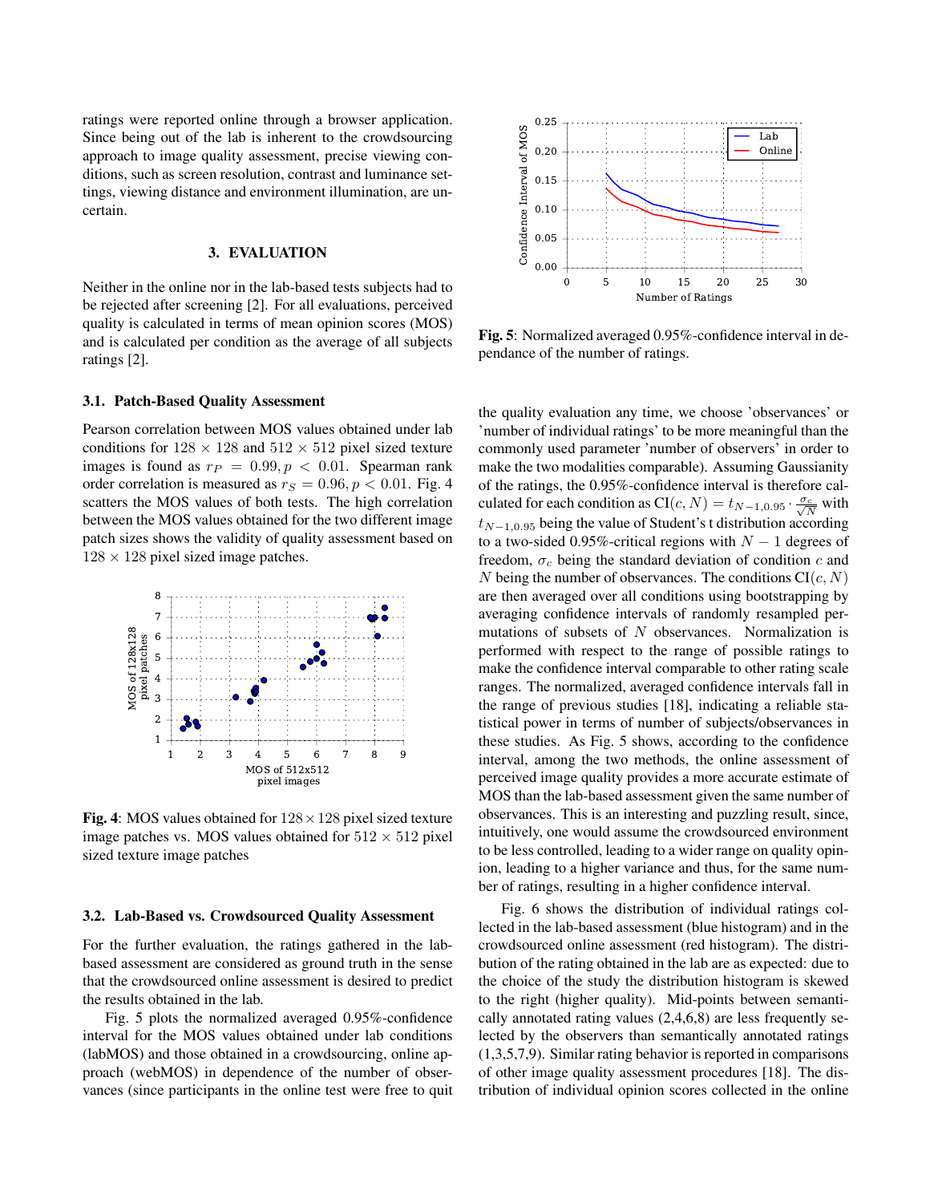ratings were reported online through a browser application. Since being out of the lab is inherent to the crowdsourcing approach to image quality assessment, precise viewing conditions, such as screen resolution, contrast and luminance settings, viewing distance and environment illumination, are uncertain.

## 3. EVALUATION

Neither in the online nor in the lab-based tests subjects had to be rejected after screening [2]. For all evaluations, perceived quality is calculated in terms of mean opinion scores (MOS) and is calculated per condition as the average of all subjects ratings [2].

### 3.1. Patch-Based Quality Assessment

Pearson correlation between MOS values obtained under lab conditions for $128 \times 128$ and $512 \times 512$ pixel sized texture images is found as $r_P = 0.99, p < 0.01$. Spearman rank order correlation is measured as $r_S = 0.96, p < 0.01$. Fig. 4 scatters the MOS values of both tests. The high correlation between the MOS values obtained for the two different image patch sizes shows the validity of quality assessment based on $128 \times 128$ pixel sized image patches.

**Fig. 4**: MOS values obtained for $128 \times 128$ pixel sized texture image patches vs. MOS values obtained for $512 \times 512$ pixel sized texture image patches

### 3.2. Lab-Based vs. Crowdsourced Quality Assessment

For the further evaluation, the ratings gathered in the lab-based assessment are considered as ground truth in the sense that the crowdsourced online assessment is desired to predict the results obtained in the lab.

Fig. 5 plots the normalized averaged 0.95%-confidence interval for the MOS values obtained under lab conditions (labMOS) and those obtained in a crowdsourcing, online approach (webMOS) in dependence of the number of observances (since participants in the online test were free to quit the quality evaluation any time, we choose 'observances' or 'number of individual ratings' to be more meaningful than the commonly used parameter 'number of observers' in order to make the two modalities comparable). Assuming Gaussianity of the ratings, the 0.95%-confidence interval is therefore calculated for each condition as $\text{CI}(c, N) = t_{N-1,0.95} \cdot \frac{\sigma_c}{\sqrt{N}}$ with $t_{N-1,0.95}$ being the value of Student's t distribution according to a two-sided 0.95%-critical regions with $N-1$ degrees of freedom, $\sigma_c$ being the standard deviation of condition $c$ and $N$ being the number of observances. The conditions $\text{CI}(c, N)$ are then averaged over all conditions using bootstrapping by averaging confidence intervals of randomly resampled permutations of subsets of $N$ observances. Normalization is performed with respect to the range of possible ratings to make the confidence interval comparable to other rating scale ranges. The normalized, averaged confidence intervals fall in the range of previous studies [18], indicating a reliable statistical power in terms of number of subjects/observances in these studies. As Fig. 5 shows, according to the confidence interval, among the two methods, the online assessment of perceived image quality provides a more accurate estimate of MOS than the lab-based assessment given the same number of observances. This is an interesting and puzzling result, since, intuitively, one would assume the crowdsourced environment to be less controlled, leading to a wider range on quality opinion, leading to a higher variance and thus, for the same number of ratings, resulting in a higher confidence interval.

**Fig. 5**: Normalized averaged 0.95%-confidence interval in dependance of the number of ratings.

Fig. 6 shows the distribution of individual ratings collected in the lab-based assessment (blue histogram) and in the crowdsourced online assessment (red histogram). The distribution of the rating obtained in the lab are as expected: due to the choice of the study the distribution histogram is skewed to the right (higher quality). Mid-points between semantically annotated rating values (2,4,6,8) are less frequently selected by the observers than semantically annotated ratings (1,3,5,7,9). Similar rating behavior is reported in comparisons of other image quality assessment procedures [18]. The distribution of individual opinion scores collected in the online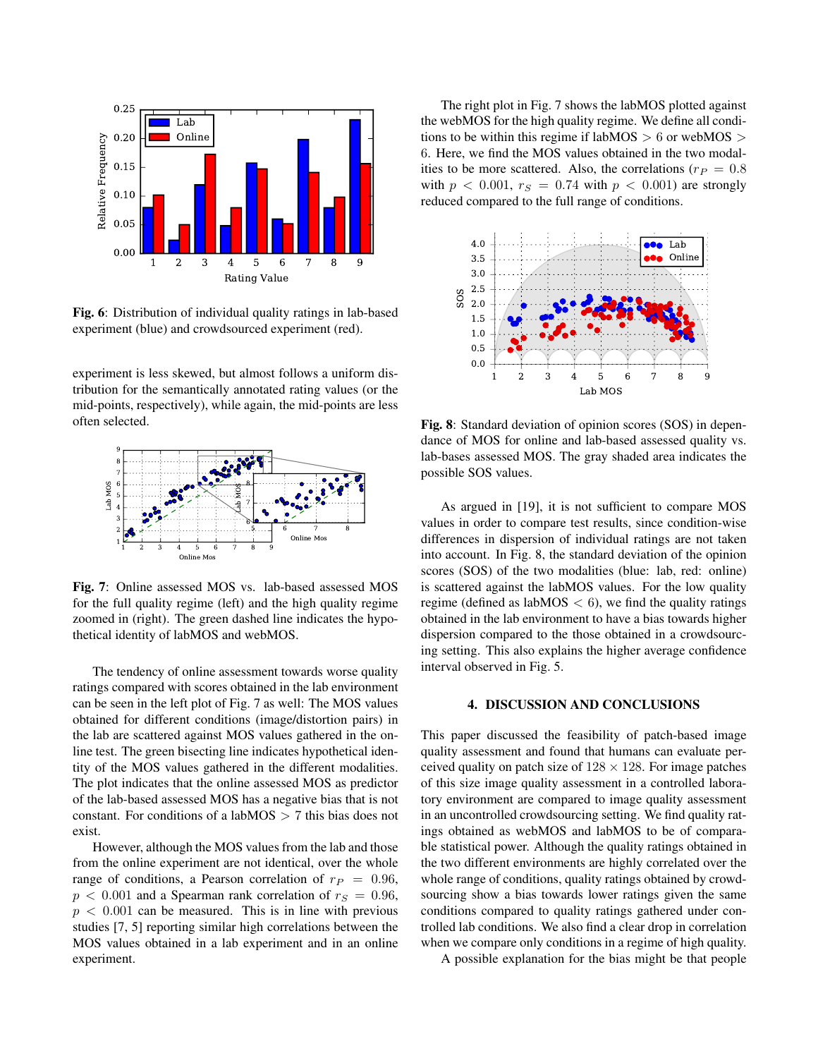**Fig. 6**: Distribution of individual quality ratings in lab-based experiment (blue) and crowdsourced experiment (red).

experiment is less skewed, but almost follows a uniform distribution for the semantically annotated rating values (or the mid-points, respectively), while again, the mid-points are less often selected.

**Fig. 7**: Online assessed MOS vs. lab-based assessed MOS for the full quality regime (left) and the high quality regime zoomed in (right). The green dashed line indicates the hypothetical identity of labMOS and webMOS.

The tendency of online assessment towards worse quality ratings compared with scores obtained in the lab environment can be seen in the left plot of Fig. 7 as well: The MOS values obtained for different conditions (image/distortion pairs) in the lab are scattered against MOS values gathered in the online test. The green bisecting line indicates hypothetical identity of the MOS values gathered in the different modalities. The plot indicates that the online assessed MOS as predictor of the lab-based assessed MOS has a negative bias that is not constant. For conditions of a labMOS $> 7$ this bias does not exist.

However, although the MOS values from the lab and those from the online experiment are not identical, over the whole range of conditions, a Pearson correlation of $r_P = 0.96$, $p < 0.001$ and a Spearman rank correlation of $r_S = 0.96$, $p < 0.001$ can be measured. This is in line with previous studies [7, 5] reporting similar high correlations between the MOS values obtained in a lab experiment and in an online experiment.

The right plot in Fig. 7 shows the labMOS plotted against the webMOS for the high quality regime. We define all conditions to be within this regime if labMOS $> 6$ or webMOS $> 6$. Here, we find the MOS values obtained in the two modalities to be more scattered. Also, the correlations ($r_P = 0.8$ with $p < 0.001$, $r_S = 0.74$ with $p < 0.001$) are strongly reduced compared to the full range of conditions.

**Fig. 8**: Standard deviation of opinion scores (SOS) in dependance of MOS for online and lab-based assessed quality vs. lab-bases assessed MOS. The gray shaded area indicates the possible SOS values.

As argued in [19], it is not sufficient to compare MOS values in order to compare test results, since condition-wise differences in dispersion of individual ratings are not taken into account. In Fig. 8, the standard deviation of the opinion scores (SOS) of the two modalities (blue: lab, red: online) is scattered against the labMOS values. For the low quality regime (defined as labMOS $< 6$), we find the quality ratings obtained in the lab environment to have a bias towards higher dispersion compared to the those obtained in a crowdsourcing setting. This also explains the higher average confidence interval observed in Fig. 5.

## 4. DISCUSSION AND CONCLUSIONS

This paper discussed the feasibility of patch-based image quality assessment and found that humans can evaluate perceived quality on patch size of $128 \times 128$. For image patches of this size image quality assessment in a controlled laboratory environment are compared to image quality assessment in an uncontrolled crowdsourcing setting. We find quality ratings obtained as webMOS and labMOS to be of comparable statistical power. Although the quality ratings obtained in the two different environments are highly correlated over the whole range of conditions, quality ratings obtained by crowdsourcing show a bias towards lower ratings given the same conditions compared to quality ratings gathered under controlled lab conditions. We also find a clear drop in correlation when we compare only conditions in a regime of high quality.

A possible explanation for the bias might be that people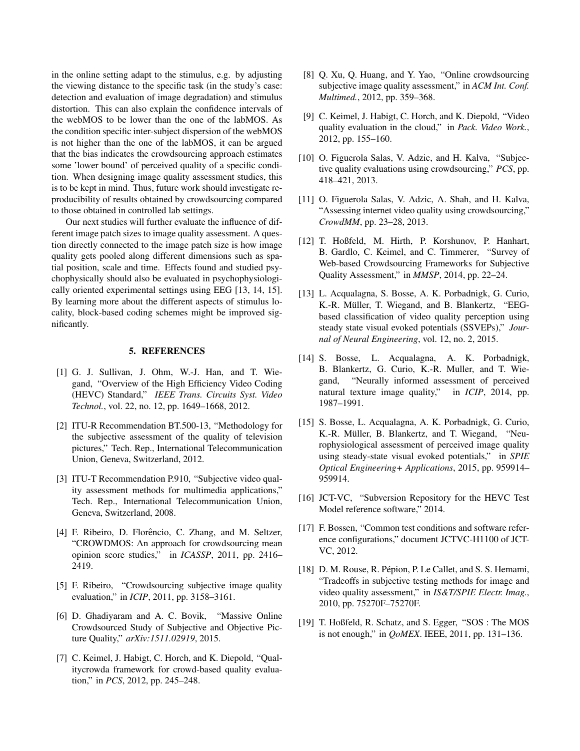in the online setting adapt to the stimulus, e.g. by adjusting the viewing distance to the specific task (in the study's case: detection and evaluation of image degradation) and stimulus distortion. This can also explain the confidence intervals of the webMOS to be lower than the one of the labMOS. As the condition specific inter-subject dispersion of the webMOS is not higher than the one of the labMOS, it can be argued that the bias indicates the crowdsourcing approach estimates some 'lower bound' of perceived quality of a specific condition. When designing image quality assessment studies, this is to be kept in mind. Thus, future work should investigate reproducibility of results obtained by crowdsourcing compared to those obtained in controlled lab settings.

Our next studies will further evaluate the influence of different image patch sizes to image quality assessment. A question directly connected to the image patch size is how image quality gets pooled along different dimensions such as spatial position, scale and time. Effects found and studied psychophysically should also be evaluated in psychophysiologically oriented experimental settings using EEG [13, 14, 15]. By learning more about the different aspects of stimulus locality, block-based coding schemes might be improved significantly.

## 5. REFERENCES

[1] G. J. Sullivan, J. Ohm, W.-J. Han, and T. Wiegand, "Overview of the High Efficiency Video Coding (HEVC) Standard," *IEEE Trans. Circuits Syst. Video Technol.*, vol. 22, no. 12, pp. 1649–1668, 2012.

[2] ITU-R Recommendation BT.500-13, "Methodology for the subjective assessment of the quality of television pictures," Tech. Rep., International Telecommunication Union, Geneva, Switzerland, 2012.

[3] ITU-T Recommendation P.910, "Subjective video quality assessment methods for multimedia applications," Tech. Rep., International Telecommunication Union, Geneva, Switzerland, 2008.

[4] F. Ribeiro, D. Florêncio, C. Zhang, and M. Seltzer, "CROWDMOS: An approach for crowdsourcing mean opinion score studies," in *ICASSP*, 2011, pp. 2416–2419.

[5] F. Ribeiro, "Crowdsourcing subjective image quality evaluation," in *ICIP*, 2011, pp. 3158–3161.

[6] D. Ghadiyaram and A. C. Bovik, "Massive Online Crowdsourced Study of Subjective and Objective Picture Quality," *arXiv:1511.02919*, 2015.

[7] C. Keimel, J. Habigt, C. Horch, and K. Diepold, "Qualitycrowda framework for crowd-based quality evaluation," in *PCS*, 2012, pp. 245–248.

[8] Q. Xu, Q. Huang, and Y. Yao, "Online crowdsourcing subjective image quality assessment," in *ACM Int. Conf. Multimed.*, 2012, pp. 359–368.

[9] C. Keimel, J. Habigt, C. Horch, and K. Diepold, "Video quality evaluation in the cloud," in *Pack. Video Work.*, 2012, pp. 155–160.

[10] O. Figuerola Salas, V. Adzic, and H. Kalva, "Subjective quality evaluations using crowdsourcing," *PCS*, pp. 418–421, 2013.

[11] O. Figuerola Salas, V. Adzic, A. Shah, and H. Kalva, "Assessing internet video quality using crowdsourcing," *CrowdMM*, pp. 23–28, 2013.

[12] T. Hoßfeld, M. Hirth, P. Korshunov, P. Hanhart, B. Gardlo, C. Keimel, and C. Timmerer, "Survey of Web-based Crowdsourcing Frameworks for Subjective Quality Assessment," in *MMSP*, 2014, pp. 22–24.

[13] L. Acqualagna, S. Bosse, A. K. Porbadnigk, G. Curio, K.-R. Müller, T. Wiegand, and B. Blankertz, "EEG-based classification of video quality perception using steady state visual evoked potentials (SSVEPs)," *Journal of Neural Engineering*, vol. 12, no. 2, 2015.

[14] S. Bosse, L. Acqualagna, A. K. Porbadnigk, B. Blankertz, G. Curio, K.-R. Muller, and T. Wiegand, "Neurally informed assessment of perceived natural texture image quality," in *ICIP*, 2014, pp. 1987–1991.

[15] S. Bosse, L. Acqualagna, A. K. Porbadnigk, G. Curio, K.-R. Müller, B. Blankertz, and T. Wiegand, "Neurophysiological assessment of perceived image quality using steady-state visual evoked potentials," in *SPIE Optical Engineering+ Applications*, 2015, pp. 959914–959914.

[16] JCT-VC, "Subversion Repository for the HEVC Test Model reference software," 2014.

[17] F. Bossen, "Common test conditions and software reference configurations," document JCTVC-H1100 of JCT-VC, 2012.

[18] D. M. Rouse, R. Pépion, P. Le Callet, and S. S. Hemami, "Tradeoffs in subjective testing methods for image and video quality assessment," in *IS&T/SPIE Electr. Imag.*, 2010, pp. 75270F–75270F.

[19] T. Hoßfeld, R. Schatz, and S. Egger, "SOS : The MOS is not enough," in *QoMEX*. IEEE, 2011, pp. 131–136.